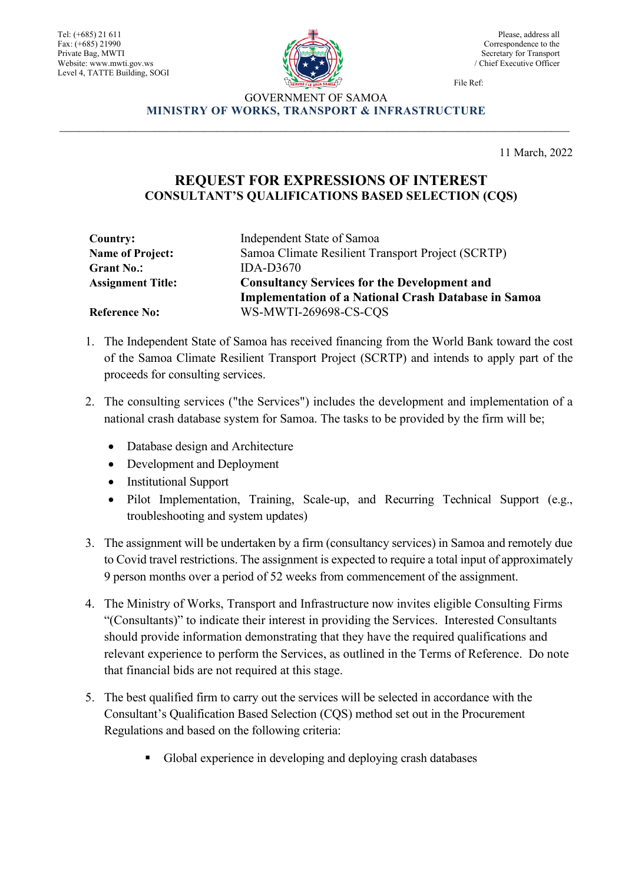Tel: (+685) 21 611
Fax: (+685) 21990
Private Bag, MWTI
Website: www.mwti.gov.ws
Level 4, TATTE Building, SOGI

Please, address all Correspondence to the Secretary for Transport / Chief Executive Officer

File Ref:

GOVERNMENT OF SAMOA

**MINISTRY OF WORKS, TRANSPORT & INFRASTRUCTURE**

---

11 March, 2022

# REQUEST FOR EXPRESSIONS OF INTEREST

## CONSULTANT'S QUALIFICATIONS BASED SELECTION (CQS)

| | |
|---|---|
| **Country:** | Independent State of Samoa |
| **Name of Project:** | Samoa Climate Resilient Transport Project (SCRTP) |
| **Grant No.:** | IDA-D3670 |
| **Assignment Title:** | **Consultancy Services for the Development and Implementation of a National Crash Database in Samoa** |
| **Reference No:** | WS-MWTI-269698-CS-CQS |

1. The Independent State of Samoa has received financing from the World Bank toward the cost of the Samoa Climate Resilient Transport Project (SCRTP) and intends to apply part of the proceeds for consulting services.

2. The consulting services ("the Services") includes the development and implementation of a national crash database system for Samoa. The tasks to be provided by the firm will be;

   - Database design and Architecture
   - Development and Deployment
   - Institutional Support
   - Pilot Implementation, Training, Scale-up, and Recurring Technical Support (e.g., troubleshooting and system updates)

3. The assignment will be undertaken by a firm (consultancy services) in Samoa and remotely due to Covid travel restrictions. The assignment is expected to require a total input of approximately 9 person months over a period of 52 weeks from commencement of the assignment.

4. The Ministry of Works, Transport and Infrastructure now invites eligible Consulting Firms "(Consultants)" to indicate their interest in providing the Services. Interested Consultants should provide information demonstrating that they have the required qualifications and relevant experience to perform the Services, as outlined in the Terms of Reference. Do note that financial bids are not required at this stage.

5. The best qualified firm to carry out the services will be selected in accordance with the Consultant's Qualification Based Selection (CQS) method set out in the Procurement Regulations and based on the following criteria:

   - Global experience in developing and deploying crash databases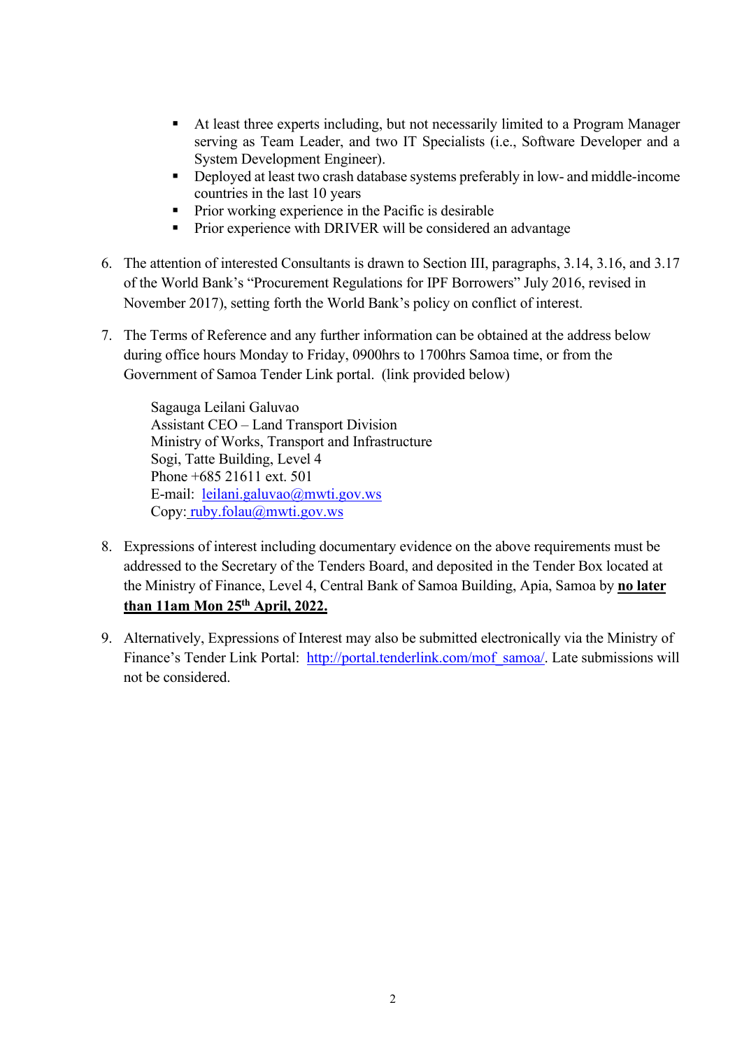- At least three experts including, but not necessarily limited to a Program Manager serving as Team Leader, and two IT Specialists (i.e., Software Developer and a System Development Engineer).
- Deployed at least two crash database systems preferably in low- and middle-income countries in the last 10 years
- Prior working experience in the Pacific is desirable
- Prior experience with DRIVER will be considered an advantage

6. The attention of interested Consultants is drawn to Section III, paragraphs, 3.14, 3.16, and 3.17 of the World Bank's "Procurement Regulations for IPF Borrowers" July 2016, revised in November 2017), setting forth the World Bank's policy on conflict of interest.

7. The Terms of Reference and any further information can be obtained at the address below during office hours Monday to Friday, 0900hrs to 1700hrs Samoa time, or from the Government of Samoa Tender Link portal. (link provided below)

   Sagauga Leilani Galuvao
   Assistant CEO – Land Transport Division
   Ministry of Works, Transport and Infrastructure
   Sogi, Tatte Building, Level 4
   Phone +685 21611 ext. 501
   E-mail: leilani.galuvao@mwti.gov.ws
   Copy: ruby.folau@mwti.gov.ws

8. Expressions of interest including documentary evidence on the above requirements must be addressed to the Secretary of the Tenders Board, and deposited in the Tender Box located at the Ministry of Finance, Level 4, Central Bank of Samoa Building, Apia, Samoa by **no later than 11am Mon 25th April, 2022.**

9. Alternatively, Expressions of Interest may also be submitted electronically via the Ministry of Finance's Tender Link Portal: http://portal.tenderlink.com/mof_samoa/. Late submissions will not be considered.